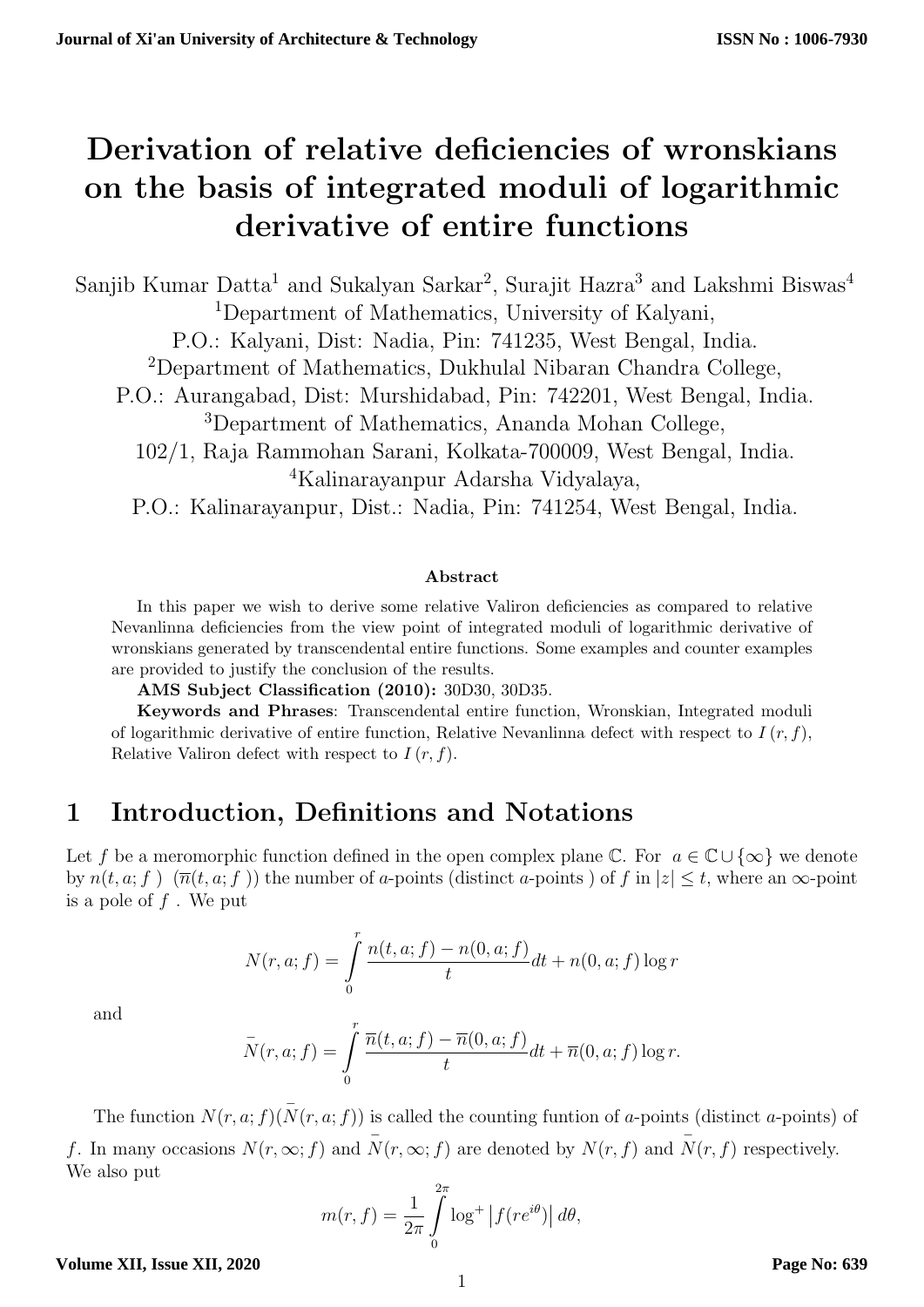# Derivation of relative deficiencies of wronskians on the basis of integrated moduli of logarithmic derivative of entire functions

Sanjib Kumar Datta[1] and Sukalyan Sarkar[2], Surajit Hazra[3] and Lakshmi Biswas[4]

[1]Department of Mathematics, University of Kalyani,
P.O.: Kalyani, Dist: Nadia, Pin: 741235, West Bengal, India.

[2]Department of Mathematics, Dukhulal Nibaran Chandra College,
P.O.: Aurangabad, Dist: Murshidabad, Pin: 742201, West Bengal, India.

[3]Department of Mathematics, Ananda Mohan College,
102/1, Raja Rammohan Sarani, Kolkata-700009, West Bengal, India.

[4]Kalinarayanpur Adarsha Vidyalaya,
P.O.: Kalinarayanpur, Dist.: Nadia, Pin: 741254, West Bengal, India.

### Abstract

In this paper we wish to derive some relative Valiron deficiencies as compared to relative Nevanlinna deficiencies from the view point of integrated moduli of logarithmic derivative of wronskians generated by transcendental entire functions. Some examples and counter examples are provided to justify the conclusion of the results.

**AMS Subject Classification (2010):** 30D30, 30D35.

**Keywords and Phrases**: Transcendental entire function, Wronskian, Integrated moduli of logarithmic derivative of entire function, Relative Nevanlinna defect with respect to $I(r, f)$, Relative Valiron defect with respect to $I(r, f)$.

## 1 Introduction, Definitions and Notations

Let $f$ be a meromorphic function defined in the open complex plane $\mathbb{C}$. For $a \in \mathbb{C} \cup \{\infty\}$ we denote by $n(t, a; f)$ $(\overline{n}(t, a; f))$ the number of $a$-points (distinct $a$-points ) of $f$ in $|z| \leq t$, where an $\infty$-point is a pole of $f$. We put

$$N(r, a; f) = \int_0^r \frac{n(t, a; f) - n(0, a; f)}{t} dt + n(0, a; f) \log r$$

and

$$\bar{N}(r, a; f) = \int_0^r \frac{\overline{n}(t, a; f) - \overline{n}(0, a; f)}{t} dt + \overline{n}(0, a; f) \log r.$$

The function $N(r, a; f)(\bar{N}(r, a; f))$ is called the counting funtion of $a$-points (distinct $a$-points) of $f$. In many occasions $N(r, \infty; f)$ and $\bar{N}(r, \infty; f)$ are denoted by $N(r, f)$ and $\bar{N}(r, f)$ respectively. We also put

$$m(r, f) = \frac{1}{2\pi} \int_0^{2\pi} \log^+ \left| f(re^{i\theta}) \right| d\theta,$$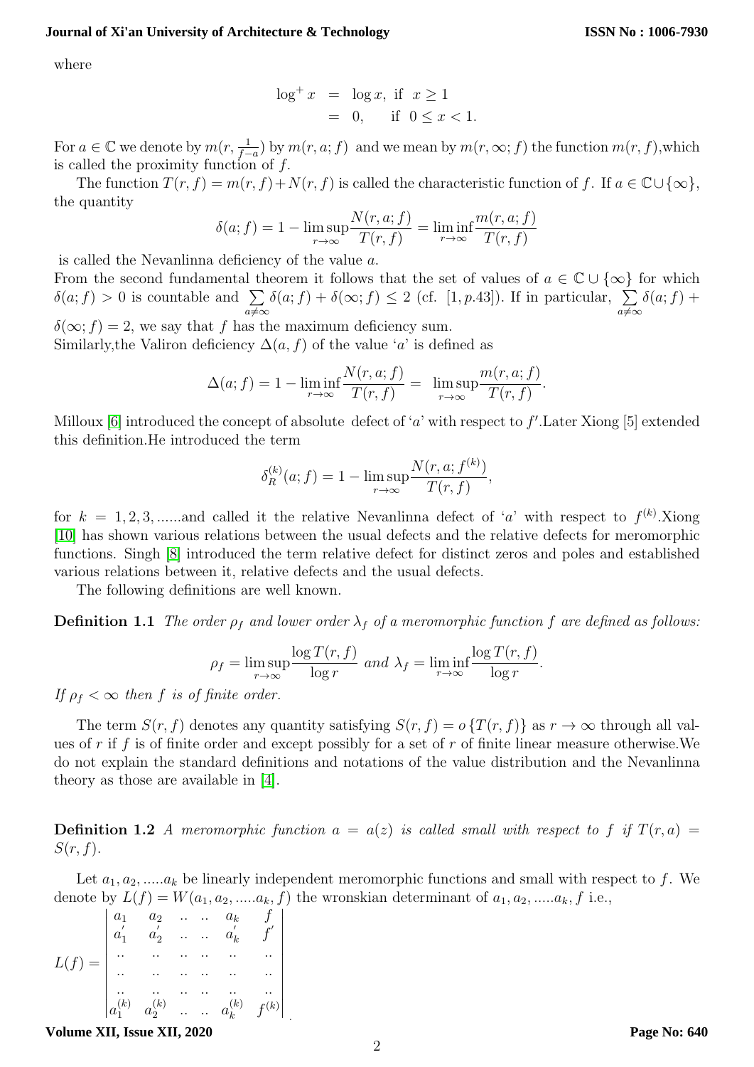where

$$\begin{aligned} \log^+ x &= \log x, \text{ if } x \geq 1 \\ &= 0, \quad \text{ if } 0 \leq x < 1. \end{aligned}$$

For $a \in \mathbb{C}$ we denote by $m(r, \frac{1}{f-a})$ by $m(r, a; f)$ and we mean by $m(r, \infty; f)$ the function $m(r, f)$,which is called the proximity function of $f$.

The function $T(r, f) = m(r, f) + N(r, f)$ is called the characteristic function of $f$. If $a \in \mathbb{C} \cup \{\infty\}$, the quantity

$$\delta(a; f) = 1 - \limsup_{r \to \infty} \frac{N(r, a; f)}{T(r, f)} = \liminf_{r \to \infty} \frac{m(r, a; f)}{T(r, f)}$$

is called the Nevanlinna deficiency of the value $a$.
From the second fundamental theorem it follows that the set of values of $a \in \mathbb{C} \cup \{\infty\}$ for which $\delta(a; f) > 0$ is countable and $\sum_{a \neq \infty} \delta(a; f) + \delta(\infty; f) \leq 2$ (cf. [1, p.43]). If in particular, $\sum_{a \neq \infty} \delta(a; f) + \delta(\infty; f) = 2$, we say that $f$ has the maximum deficiency sum.
Similarly,the Valiron deficiency $\Delta(a, f)$ of the value '$a$' is defined as

$$\Delta(a; f) = 1 - \liminf_{r \to \infty} \frac{N(r, a; f)}{T(r, f)} = \limsup_{r \to \infty} \frac{m(r, a; f)}{T(r, f)}.$$

Milloux [6] introduced the concept of absolute defect of '$a$' with respect to $f'$.Later Xiong [5] extended this definition.He introduced the term

$$\delta_R^{(k)}(a; f) = 1 - \limsup_{r \to \infty} \frac{N(r, a; f^{(k)})}{T(r, f)},$$

for $k = 1, 2, 3, ......$and called it the relative Nevanlinna defect of '$a$' with respect to $f^{(k)}$.Xiong [10] has shown various relations between the usual defects and the relative defects for meromorphic functions. Singh [8] introduced the term relative defect for distinct zeros and poles and established various relations between it, relative defects and the usual defects.

The following definitions are well known.

**Definition 1.1** *The order $\rho_f$ and lower order $\lambda_f$ of a meromorphic function $f$ are defined as follows:*

$$\rho_f = \limsup_{r \to \infty} \frac{\log T(r, f)}{\log r} \text{ and } \lambda_f = \liminf_{r \to \infty} \frac{\log T(r, f)}{\log r}.$$

*If $\rho_f < \infty$ then $f$ is of finite order.*

The term $S(r, f)$ denotes any quantity satisfying $S(r, f) = o\{T(r, f)\}$ as $r \to \infty$ through all values of $r$ if $f$ is of finite order and except possibly for a set of $r$ of finite linear measure otherwise.We do not explain the standard definitions and notations of the value distribution and the Nevanlinna theory as those are available in [4].

**Definition 1.2** *A meromorphic function $a = a(z)$ is called small with respect to $f$ if $T(r, a) = S(r, f)$.*

Let $a_1, a_2, .....a_k$ be linearly independent meromorphic functions and small with respect to $f$. We denote by $L(f) = W(a_1, a_2, .....a_k, f)$ the wronskian determinant of $a_1, a_2, .....a_k, f$ i.e.,

$$L(f) = \begin{vmatrix} a_1 & a_2 & .. & .. & a_k & f \\ a_1' & a_2' & .. & .. & a_k' & f' \\ .. & .. & .. & .. & .. & .. \\ .. & .. & .. & .. & .. & .. \\ .. & .. & .. & .. & .. & .. \\ a_1^{(k)} & a_2^{(k)} & .. & .. & a_k^{(k)} & f^{(k)} \end{vmatrix}.$$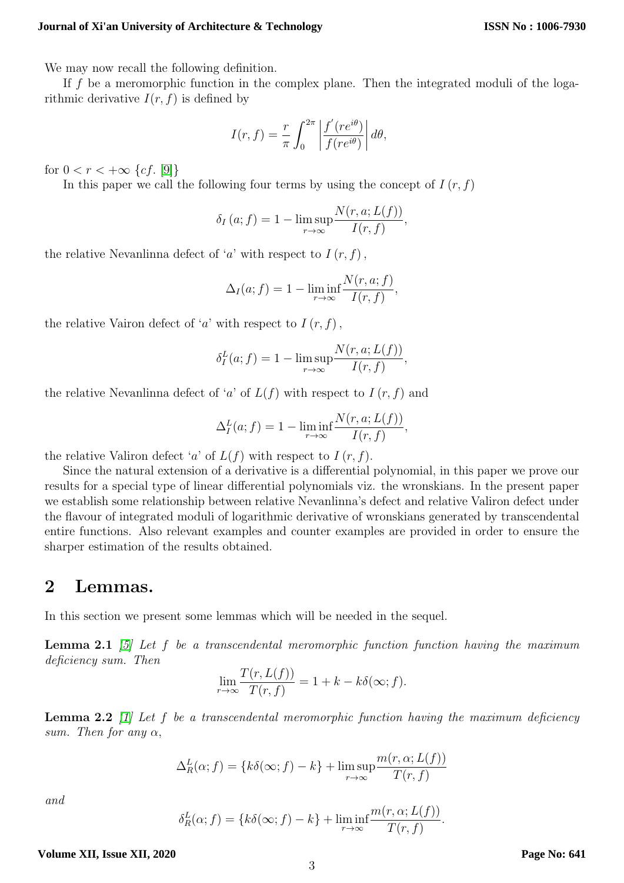We may now recall the following definition.

If $f$ be a meromorphic function in the complex plane. Then the integrated moduli of the logarithmic derivative $I(r,f)$ is defined by

$$I(r,f) = \frac{r}{\pi}\int_0^{2\pi}\left|\frac{f^{'}(re^{i\theta})}{f(re^{i\theta})}\right| d\theta,$$

for $0 < r < +\infty$ $\{cf.$ [9]$\}$

In this paper we call the following four terms by using the concept of $I\left(r,f\right)$

$$\delta_I\left(a;f\right) = 1 - \limsup_{r\to\infty}\frac{N(r,a;L(f))}{I(r,f)},$$

the relative Nevanlinna defect of '$a$' with respect to $I\left(r,f\right)$,

$$\Delta_I(a;f) = 1 - \liminf_{r\to\infty}\frac{N(r,a;f)}{I(r,f)},$$

the relative Vairon defect of '$a$' with respect to $I\left(r,f\right)$,

$$\delta_I^L(a;f) = 1 - \limsup_{r\to\infty}\frac{N(r,a;L(f))}{I(r,f)},$$

the relative Nevanlinna defect of '$a$' of $L(f)$ with respect to $I\left(r,f\right)$ and

$$\Delta_I^L(a;f) = 1 - \liminf_{r\to\infty}\frac{N(r,a;L(f))}{I(r,f)},$$

the relative Valiron defect '$a$' of $L(f)$ with respect to $I\left(r,f\right)$.

Since the natural extension of a derivative is a differential polynomial, in this paper we prove our results for a special type of linear differential polynomials viz. the wronskians. In the present paper we establish some relationship between relative Nevanlinna's defect and relative Valiron defect under the flavour of integrated moduli of logarithmic derivative of wronskians generated by transcendental entire functions. Also relevant examples and counter examples are provided in order to ensure the sharper estimation of the results obtained.

## 2 Lemmas.

In this section we present some lemmas which will be needed in the sequel.

**Lemma 2.1** *[5] Let $f$ be a transcendental meromorphic function function having the maximum deficiency sum. Then*

$$\lim_{r\to\infty}\frac{T(r,L(f))}{T(r,f)} = 1 + k - k\delta(\infty;f).$$

**Lemma 2.2** *[1] Let $f$ be a transcendental meromorphic function having the maximum deficiency sum. Then for any $\alpha$,*

$$\Delta_R^L(\alpha;f) = \{k\delta(\infty;f) - k\} + \limsup_{r\to\infty}\frac{m(r,\alpha;L(f))}{T(r,f)}$$

*and*

$$\delta_R^L(\alpha;f) = \{k\delta(\infty;f) - k\} + \liminf_{r\to\infty}\frac{m(r,\alpha;L(f))}{T(r,f)}.$$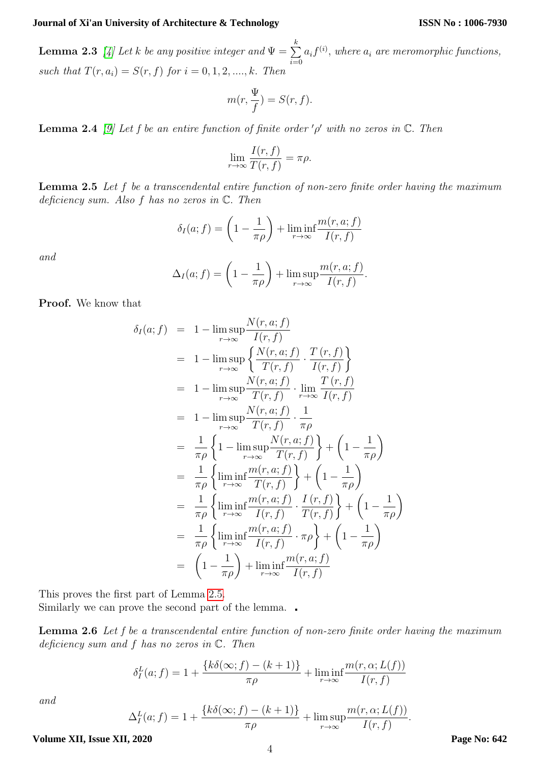**Lemma 2.3** [4] *Let $k$ be any positive integer and $\Psi = \sum_{i=0}^{k} a_i f^{(i)}$, where $a_i$ are meromorphic functions, such that $T(r, a_i) = S(r, f)$ for $i = 0, 1, 2, ...., k$. Then*

$$m(r, \frac{\Psi}{f}) = S(r, f).$$

**Lemma 2.4** [9] *Let $f$ be an entire function of finite order $'\rho'$ with no zeros in $\mathbb{C}$. Then*

$$\lim_{r\to\infty} \frac{I(r, f)}{T(r, f)} = \pi\rho.$$

**Lemma 2.5** *Let $f$ be a transcendental entire function of non-zero finite order having the maximum deficiency sum. Also $f$ has no zeros in $\mathbb{C}$. Then*

$$\delta_I(a; f) = \left(1 - \frac{1}{\pi\rho}\right) + \liminf_{r\to\infty} \frac{m(r, a; f)}{I(r, f)}$$

*and*

$$\Delta_I(a; f) = \left(1 - \frac{1}{\pi\rho}\right) + \limsup_{r\to\infty} \frac{m(r, a; f)}{I(r, f)}.$$

**Proof.** We know that

$$\begin{aligned}
\delta_I(a; f) &= 1 - \limsup_{r\to\infty} \frac{N(r, a; f)}{I(r, f)} \\
&= 1 - \limsup_{r\to\infty} \left\{ \frac{N(r, a; f)}{T(r, f)} \cdot \frac{T(r, f)}{I(r, f)} \right\} \\
&= 1 - \limsup_{r\to\infty} \frac{N(r, a; f)}{T(r, f)} \cdot \lim_{r\to\infty} \frac{T(r, f)}{I(r, f)} \\
&= 1 - \limsup_{r\to\infty} \frac{N(r, a; f)}{T(r, f)} \cdot \frac{1}{\pi\rho} \\
&= \frac{1}{\pi\rho} \left\{ 1 - \limsup_{r\to\infty} \frac{N(r, a; f)}{T(r, f)} \right\} + \left(1 - \frac{1}{\pi\rho}\right) \\
&= \frac{1}{\pi\rho} \left\{ \liminf_{r\to\infty} \frac{m(r, a; f)}{T(r, f)} \right\} + \left(1 - \frac{1}{\pi\rho}\right) \\
&= \frac{1}{\pi\rho} \left\{ \liminf_{r\to\infty} \frac{m(r, a; f)}{I(r, f)} \cdot \frac{I(r, f)}{T(r, f)} \right\} + \left(1 - \frac{1}{\pi\rho}\right) \\
&= \frac{1}{\pi\rho} \left\{ \liminf_{r\to\infty} \frac{m(r, a; f)}{I(r, f)} \cdot \pi\rho \right\} + \left(1 - \frac{1}{\pi\rho}\right) \\
&= \left(1 - \frac{1}{\pi\rho}\right) + \liminf_{r\to\infty} \frac{m(r, a; f)}{I(r, f)}
\end{aligned}$$

This proves the first part of Lemma 2.5.
Similarly we can prove the second part of the lemma. ∎

**Lemma 2.6** *Let $f$ be a transcendental entire function of non-zero finite order having the maximum deficiency sum and $f$ has no zeros in $\mathbb{C}$. Then*

$$\delta_I^L(a; f) = 1 + \frac{\{k\delta(\infty; f) - (k+1)\}}{\pi\rho} + \liminf_{r\to\infty} \frac{m(r, \alpha; L(f))}{I(r, f)}$$

*and*

$$\Delta_I^L(a; f) = 1 + \frac{\{k\delta(\infty; f) - (k+1)\}}{\pi\rho} + \limsup_{r\to\infty} \frac{m(r, \alpha; L(f))}{I(r, f)}.$$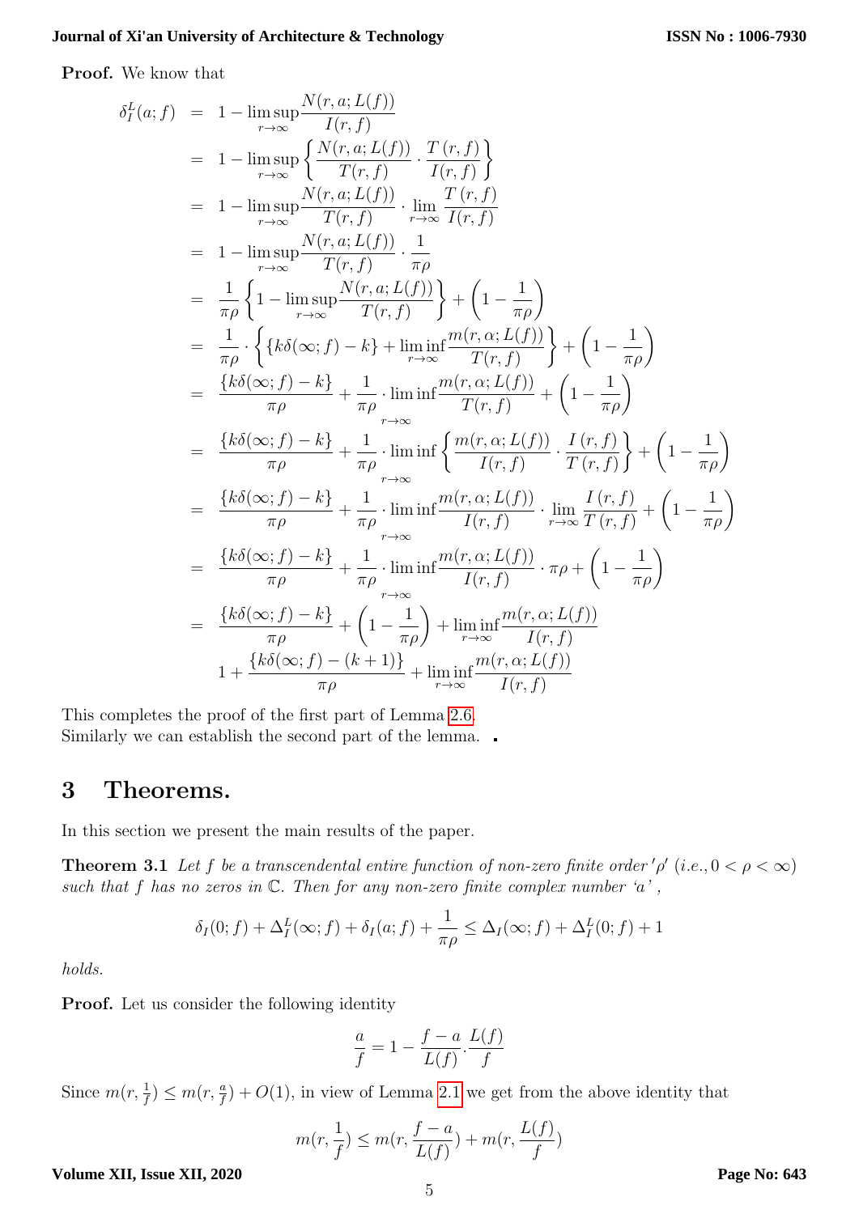**Proof.** We know that

$$
\begin{aligned}
\delta_I^L(a;f) &= 1-\limsup_{r\to\infty}\frac{N(r,a;L(f))}{I(r,f)} \\
&= 1-\limsup_{r\to\infty}\left\{\frac{N(r,a;L(f))}{T(r,f)}\cdot\frac{T(r,f)}{I(r,f)}\right\} \\
&= 1-\limsup_{r\to\infty}\frac{N(r,a;L(f))}{T(r,f)}\cdot\lim_{r\to\infty}\frac{T(r,f)}{I(r,f)} \\
&= 1-\limsup_{r\to\infty}\frac{N(r,a;L(f))}{T(r,f)}\cdot\frac{1}{\pi\rho} \\
&= \frac{1}{\pi\rho}\left\{1-\limsup_{r\to\infty}\frac{N(r,a;L(f))}{T(r,f)}\right\}+\left(1-\frac{1}{\pi\rho}\right) \\
&= \frac{1}{\pi\rho}\cdot\left\{\{k\delta(\infty;f)-k\}+\liminf_{r\to\infty}\frac{m(r,\alpha;L(f))}{T(r,f)}\right\}+\left(1-\frac{1}{\pi\rho}\right) \\
&= \frac{\{k\delta(\infty;f)-k\}}{\pi\rho}+\frac{1}{\pi\rho}\cdot\liminf_{r\to\infty}\frac{m(r,\alpha;L(f))}{T(r,f)}+\left(1-\frac{1}{\pi\rho}\right) \\
&= \frac{\{k\delta(\infty;f)-k\}}{\pi\rho}+\frac{1}{\pi\rho}\cdot\liminf_{r\to\infty}\left\{\frac{m(r,\alpha;L(f))}{I(r,f)}\cdot\frac{I(r,f)}{T(r,f)}\right\}+\left(1-\frac{1}{\pi\rho}\right) \\
&= \frac{\{k\delta(\infty;f)-k\}}{\pi\rho}+\frac{1}{\pi\rho}\cdot\liminf_{r\to\infty}\frac{m(r,\alpha;L(f))}{I(r,f)}\cdot\lim_{r\to\infty}\frac{I(r,f)}{T(r,f)}+\left(1-\frac{1}{\pi\rho}\right) \\
&= \frac{\{k\delta(\infty;f)-k\}}{\pi\rho}+\frac{1}{\pi\rho}\cdot\liminf_{r\to\infty}\frac{m(r,\alpha;L(f))}{I(r,f)}\cdot\pi\rho+\left(1-\frac{1}{\pi\rho}\right) \\
&= \frac{\{k\delta(\infty;f)-k\}}{\pi\rho}+\left(1-\frac{1}{\pi\rho}\right)+\liminf_{r\to\infty}\frac{m(r,\alpha;L(f))}{I(r,f)} \\
&\quad 1+\frac{\{k\delta(\infty;f)-(k+1)\}}{\pi\rho}+\liminf_{r\to\infty}\frac{m(r,\alpha;L(f))}{I(r,f)}
\end{aligned}
$$

This completes the proof of the first part of Lemma 2.6.
Similarly we can establish the second part of the lemma. ∎

# 3 Theorems.

In this section we present the main results of the paper.

**Theorem 3.1** *Let $f$ be a transcendental entire function of non-zero finite order $'\rho'$ (i.e., $0<\rho<\infty$) such that $f$ has no zeros in $\mathbb{C}$. Then for any non-zero finite complex number 'a',*

$$
\delta_I(0;f)+\Delta_I^L(\infty;f)+\delta_I(a;f)+\frac{1}{\pi\rho}\leq\Delta_I(\infty;f)+\Delta_I^L(0;f)+1
$$

*holds.*

**Proof.** Let us consider the following identity

$$
\frac{a}{f}=1-\frac{f-a}{L(f)}.\frac{L(f)}{f}
$$

Since $m(r,\frac{1}{f})\leq m(r,\frac{a}{f})+O(1)$, in view of Lemma 2.1 we get from the above identity that

$$
m(r,\frac{1}{f})\leq m(r,\frac{f-a}{L(f)})+m(r,\frac{L(f)}{f})
$$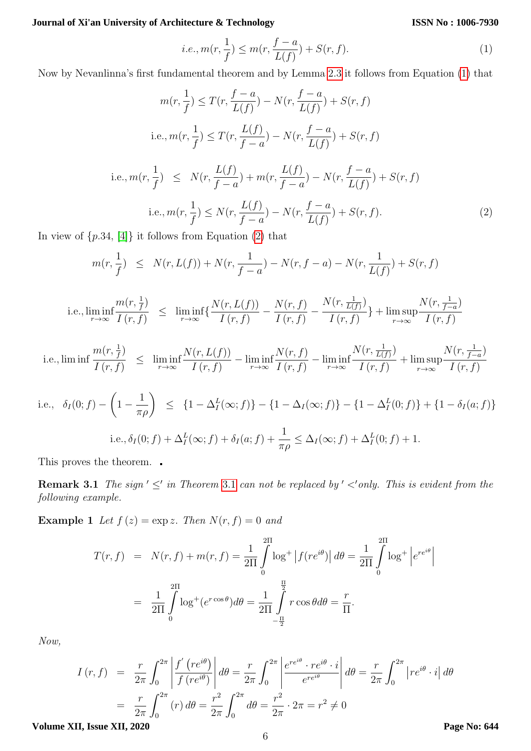$$i.e., m(r, \frac{1}{f}) \leq m(r, \frac{f-a}{L(f)}) + S(r,f). \tag{1}$$

Now by Nevanlinna's first fundamental theorem and by Lemma 2.3 it follows from Equation (1) that

$$m(r, \frac{1}{f}) \leq T(r, \frac{f-a}{L(f)}) - N(r, \frac{f-a}{L(f)}) + S(r,f)$$

$$\text{i.e., } m(r, \frac{1}{f}) \leq T(r, \frac{L(f)}{f-a}) - N(r, \frac{f-a}{L(f)}) + S(r,f)$$

$$\text{i.e., } m(r, \frac{1}{f}) \leq N(r, \frac{L(f)}{f-a}) + m(r, \frac{L(f)}{f-a}) - N(r, \frac{f-a}{L(f)}) + S(r,f)$$

$$\text{i.e., } m(r, \frac{1}{f}) \leq N(r, \frac{L(f)}{f-a}) - N(r, \frac{f-a}{L(f)}) + S(r,f). \tag{2}$$

In view of $\{p.34, [4]\}$ it follows from Equation (2) that

$$m(r, \frac{1}{f}) \leq N(r, L(f)) + N(r, \frac{1}{f-a}) - N(r, f-a) - N(r, \frac{1}{L(f)}) + S(r,f)$$

$$\text{i.e., } \liminf_{r\to\infty} \frac{m(r,\frac{1}{f})}{I(r,f)} \leq \liminf_{r\to\infty} \{ \frac{N(r,L(f))}{I(r,f)} - \frac{N(r,f)}{I(r,f)} - \frac{N(r,\frac{1}{L(f)})}{I(r,f)} \} + \limsup_{r\to\infty} \frac{N(r,\frac{1}{f-a})}{I(r,f)}$$

$$\text{i.e., } \liminf \frac{m(r,\frac{1}{f})}{I(r,f)} \leq \liminf_{r\to\infty} \frac{N(r,L(f))}{I(r,f)} - \liminf_{r\to\infty} \frac{N(r,f)}{I(r,f)} - \liminf_{r\to\infty} \frac{N(r,\frac{1}{L(f)})}{I(r,f)} + \limsup_{r\to\infty} \frac{N(r,\frac{1}{f-a})}{I(r,f)}$$

$$\text{i.e., } \delta_I(0;f) - \left(1 - \frac{1}{\pi\rho}\right) \leq \{1 - \Delta_I^L(\infty;f)\} - \{1 - \Delta_I(\infty;f)\} - \{1 - \Delta_I^L(0;f)\} + \{1 - \delta_I(a;f)\}$$

$$\text{i.e., } \delta_I(0;f) + \Delta_I^L(\infty;f) + \delta_I(a;f) + \frac{1}{\pi\rho} \leq \Delta_I(\infty;f) + \Delta_I^L(0;f) + 1.$$

This proves the theorem. ∎

**Remark 3.1** *The sign '$\leq$' in Theorem 3.1 can not be replaced by '$<$' only. This is evident from the following example.*

**Example 1** *Let $f(z) = \exp z$. Then $N(r,f) = 0$ and*

$$T(r,f) = N(r,f) + m(r,f) = \frac{1}{2\Pi} \int_0^{2\Pi} \log^+ \left| f(re^{i\theta}) \right| d\theta = \frac{1}{2\Pi} \int_0^{2\Pi} \log^+ \left| e^{re^{i\theta}} \right|$$

$$= \frac{1}{2\Pi} \int_0^{2\Pi} \log^+ (e^{r\cos\theta}) d\theta = \frac{1}{2\Pi} \int_{-\frac{\Pi}{2}}^{\frac{\Pi}{2}} r\cos\theta d\theta = \frac{r}{\Pi}.$$

*Now,*

$$I(r,f) = \frac{r}{2\pi} \int_0^{2\pi} \left| \frac{f'(re^{i\theta})}{f(re^{i\theta})} \right| d\theta = \frac{r}{2\pi} \int_0^{2\pi} \left| \frac{e^{re^{i\theta}} \cdot re^{i\theta} \cdot i}{e^{re^{i\theta}}} \right| d\theta = \frac{r}{2\pi} \int_0^{2\pi} \left| re^{i\theta} \cdot i \right| d\theta$$

$$= \frac{r}{2\pi} \int_0^{2\pi} (r) \, d\theta = \frac{r^2}{2\pi} \int_0^{2\pi} d\theta = \frac{r^2}{2\pi} \cdot 2\pi = r^2 \neq 0$$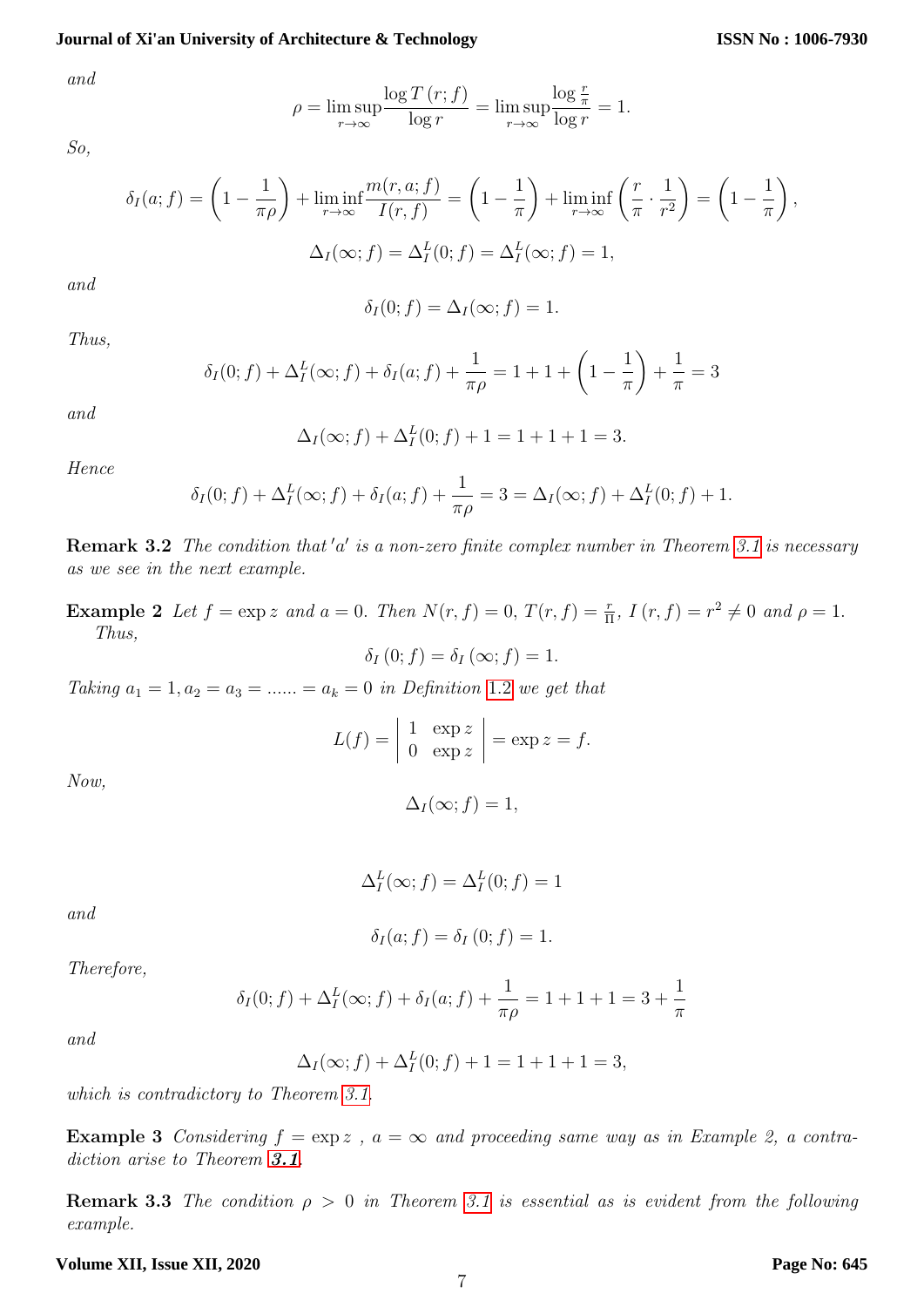*and*

$$\rho = \limsup_{r\to\infty} \frac{\log T(r;f)}{\log r} = \limsup_{r\to\infty} \frac{\log \frac{r}{\pi}}{\log r} = 1.$$

*So,*

$$\delta_I(a;f) = \left(1 - \frac{1}{\pi\rho}\right) + \liminf_{r\to\infty} \frac{m(r,a;f)}{I(r,f)} = \left(1 - \frac{1}{\pi}\right) + \liminf_{r\to\infty} \left(\frac{r}{\pi} \cdot \frac{1}{r^2}\right) = \left(1 - \frac{1}{\pi}\right),$$

$$\Delta_I(\infty;f) = \Delta_I^L(0;f) = \Delta_I^L(\infty;f) = 1,$$

*and*

$$\delta_I(0;f) = \Delta_I(\infty;f) = 1.$$

*Thus,*

$$\delta_I(0;f) + \Delta_I^L(\infty;f) + \delta_I(a;f) + \frac{1}{\pi\rho} = 1 + 1 + \left(1 - \frac{1}{\pi}\right) + \frac{1}{\pi} = 3$$

*and*

$$\Delta_I(\infty;f) + \Delta_I^L(0;f) + 1 = 1 + 1 + 1 = 3.$$

*Hence*

$$\delta_I(0;f) + \Delta_I^L(\infty;f) + \delta_I(a;f) + \frac{1}{\pi\rho} = 3 = \Delta_I(\infty;f) + \Delta_I^L(0;f) + 1.$$

**Remark 3.2** *The condition that $'a'$ is a non-zero finite complex number in Theorem 3.1 is necessary as we see in the next example.*

**Example 2** *Let $f = \exp z$ and $a = 0$. Then $N(r,f) = 0$, $T(r,f) = \frac{r}{\Pi}$, $I(r,f) = r^2 \neq 0$ and $\rho = 1$. Thus,*

$$\delta_I(0;f) = \delta_I(\infty;f) = 1.$$

*Taking $a_1 = 1, a_2 = a_3 = ...... = a_k = 0$ in Definition 1.2 we get that*

$$L(f) = \begin{vmatrix} 1 & \exp z \\ 0 & \exp z \end{vmatrix} = \exp z = f.$$

*Now,*

$$\Delta_I(\infty;f) = 1,$$

$$\Delta_I^L(\infty;f) = \Delta_I^L(0;f) = 1$$

*and*

$$\delta_I(a;f) = \delta_I(0;f) = 1.$$

*Therefore,*

$$\delta_I(0;f) + \Delta_I^L(\infty;f) + \delta_I(a;f) + \frac{1}{\pi\rho} = 1 + 1 + 1 = 3 + \frac{1}{\pi}$$

*and*

$$\Delta_I(\infty;f) + \Delta_I^L(0;f) + 1 = 1 + 1 + 1 = 3,$$

*which is contradictory to Theorem 3.1.*

**Example 3** *Considering $f = \exp z$ , $a = \infty$ and proceeding same way as in Example 2, a contradiction arise to Theorem **3.1**.*

**Remark 3.3** *The condition $\rho > 0$ in Theorem 3.1 is essential as is evident from the following example.*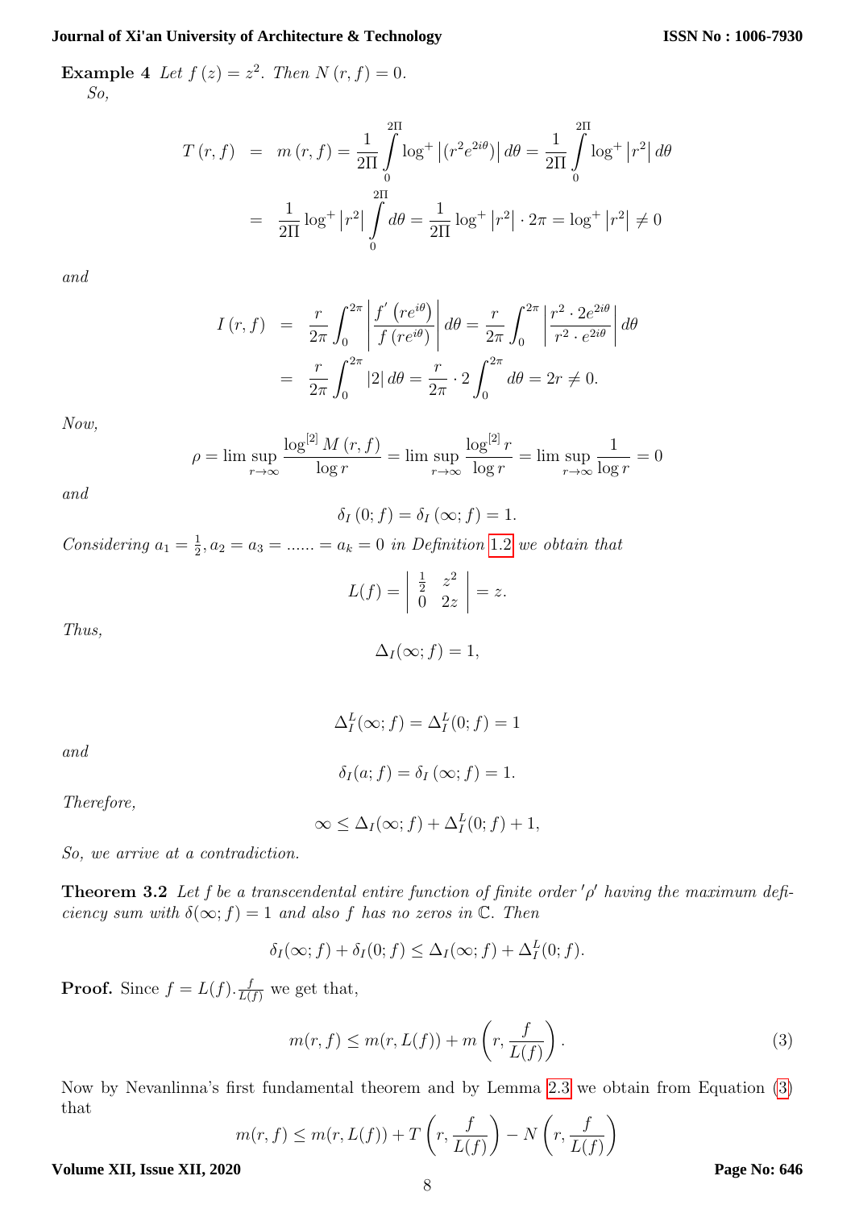**Example 4** *Let $f(z) = z^2$. Then $N(r, f) = 0$.*
*So,*

$$
\begin{aligned}
T(r,f) &= m(r,f) = \frac{1}{2\Pi}\int_0^{2\Pi} \log^+ \left|\left(r^2 e^{2i\theta}\right)\right| d\theta = \frac{1}{2\Pi}\int_0^{2\Pi} \log^+ \left|r^2\right| d\theta \\
&= \frac{1}{2\Pi}\log^+ \left|r^2\right| \int_0^{2\Pi} d\theta = \frac{1}{2\Pi}\log^+ \left|r^2\right| \cdot 2\pi = \log^+ \left|r^2\right| \neq 0
\end{aligned}
$$

*and*

$$
\begin{aligned}
I(r,f) &= \frac{r}{2\pi}\int_0^{2\pi} \left|\frac{f'\left(re^{i\theta}\right)}{f\left(re^{i\theta}\right)}\right| d\theta = \frac{r}{2\pi}\int_0^{2\pi} \left|\frac{r^2 \cdot 2e^{2i\theta}}{r^2 \cdot e^{2i\theta}}\right| d\theta \\
&= \frac{r}{2\pi}\int_0^{2\pi} |2|\, d\theta = \frac{r}{2\pi}\cdot 2\int_0^{2\pi} d\theta = 2r \neq 0.
\end{aligned}
$$

*Now,*

$$
\rho = \limsup_{r\to\infty} \frac{\log^{[2]} M(r,f)}{\log r} = \limsup_{r\to\infty} \frac{\log^{[2]} r}{\log r} = \limsup_{r\to\infty} \frac{1}{\log r} = 0
$$

*and*

$$
\delta_I(0; f) = \delta_I(\infty; f) = 1.
$$

*Considering $a_1 = \frac{1}{2}, a_2 = a_3 = \ldots\ldots = a_k = 0$ in Definition 1.2 we obtain that*

$$
L(f) = \begin{vmatrix} \frac{1}{2} & z^2 \\ 0 & 2z \end{vmatrix} = z.
$$

*Thus,*

$$
\Delta_I(\infty; f) = 1,
$$

$$
\Delta_I^L(\infty; f) = \Delta_I^L(0; f) = 1
$$

*and*

$$
\delta_I(a; f) = \delta_I(\infty; f) = 1.
$$

*Therefore,*

$$
\infty \leq \Delta_I(\infty; f) + \Delta_I^L(0; f) + 1,
$$

*So, we arrive at a contradiction.*

**Theorem 3.2** *Let f be a transcendental entire function of finite order $'\rho'$ having the maximum deficiency sum with $\delta(\infty; f) = 1$ and also f has no zeros in $\mathbb{C}$. Then*

$$
\delta_I(\infty; f) + \delta_I(0; f) \leq \Delta_I(\infty; f) + \Delta_I^L(0; f).
$$

**Proof.** Since $f = L(f).\frac{f}{L(f)}$ we get that,

$$
m(r,f) \leq m(r, L(f)) + m\left(r, \frac{f}{L(f)}\right). \tag{3}
$$

Now by Nevanlinna's first fundamental theorem and by Lemma 2.3 we obtain from Equation (3) that

$$
m(r,f) \leq m(r, L(f)) + T\left(r, \frac{f}{L(f)}\right) - N\left(r, \frac{f}{L(f)}\right)
$$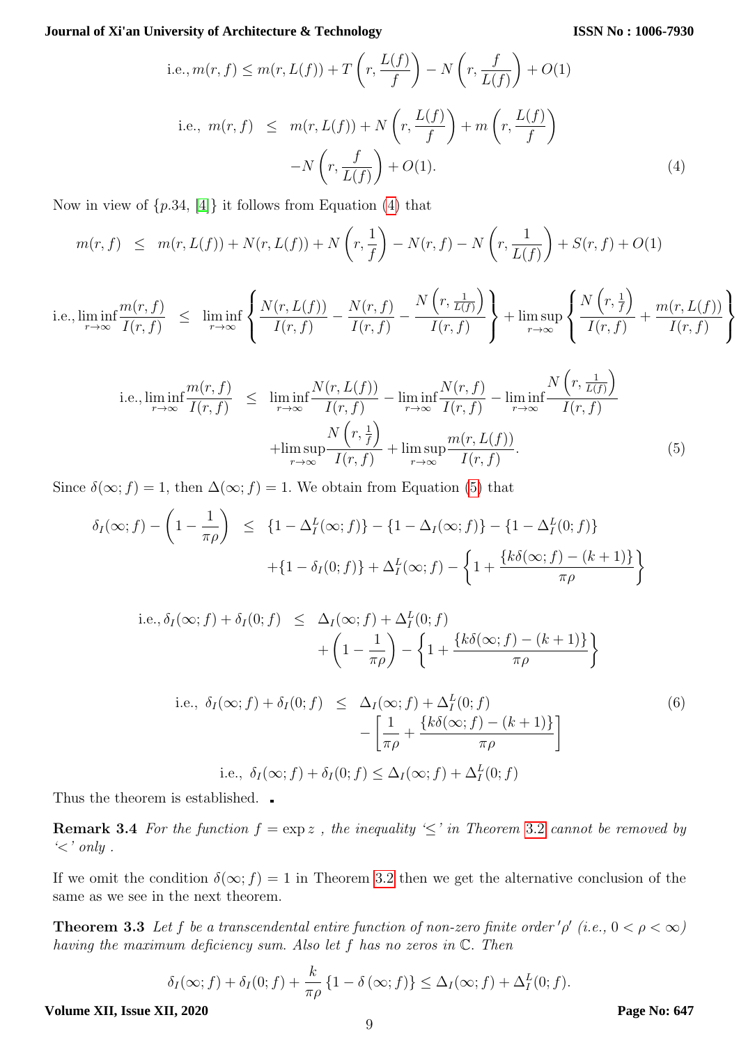$$\text{i.e., } m(r,f) \leq m(r,L(f)) + T\left(r, \frac{L(f)}{f}\right) - N\left(r, \frac{f}{L(f)}\right) + O(1)$$

$$\begin{aligned}\text{i.e., } m(r,f) &\leq m(r,L(f)) + N\left(r, \frac{L(f)}{f}\right) + m\left(r, \frac{L(f)}{f}\right) \\ &\quad - N\left(r, \frac{f}{L(f)}\right) + O(1). \end{aligned} \tag{4}$$

Now in view of $\{p.34,$ [4]$\}$ it follows from Equation (4) that

$$m(r,f) \leq m(r,L(f)) + N(r,L(f)) + N\left(r, \frac{1}{f}\right) - N(r,f) - N\left(r, \frac{1}{L(f)}\right) + S(r,f) + O(1)$$

$$\text{i.e., } \liminf_{r\to\infty} \frac{m(r,f)}{I(r,f)} \leq \liminf_{r\to\infty} \left\{ \frac{N(r,L(f))}{I(r,f)} - \frac{N(r,f)}{I(r,f)} - \frac{N\left(r, \frac{1}{L(f)}\right)}{I(r,f)} \right\} + \limsup_{r\to\infty} \left\{ \frac{N\left(r, \frac{1}{f}\right)}{I(r,f)} + \frac{m(r,L(f))}{I(r,f)} \right\}$$

$$\begin{aligned}\text{i.e., } \liminf_{r\to\infty} \frac{m(r,f)}{I(r,f)} &\leq \liminf_{r\to\infty} \frac{N(r,L(f))}{I(r,f)} - \liminf_{r\to\infty} \frac{N(r,f)}{I(r,f)} - \liminf_{r\to\infty} \frac{N\left(r, \frac{1}{L(f)}\right)}{I(r,f)} \\ &\quad + \limsup_{r\to\infty} \frac{N\left(r, \frac{1}{f}\right)}{I(r,f)} + \limsup_{r\to\infty} \frac{m(r,L(f))}{I(r,f)}. \end{aligned} \tag{5}$$

Since $\delta(\infty; f) = 1$, then $\Delta(\infty; f) = 1$. We obtain from Equation (5) that

$$\begin{aligned}\delta_I(\infty; f) - \left(1 - \frac{1}{\pi\rho}\right) &\leq \{1 - \Delta_I^L(\infty; f)\} - \{1 - \Delta_I(\infty; f)\} - \{1 - \Delta_I^L(0; f)\} \\ &\quad + \{1 - \delta_I(0; f)\} + \Delta_I^L(\infty; f) - \left\{1 + \frac{\{k\delta(\infty; f) - (k+1)\}}{\pi\rho}\right\}\end{aligned}$$

$$\begin{aligned}\text{i.e., } \delta_I(\infty; f) + \delta_I(0; f) &\leq \Delta_I(\infty; f) + \Delta_I^L(0; f) \\ &\quad + \left(1 - \frac{1}{\pi\rho}\right) - \left\{1 + \frac{\{k\delta(\infty; f) - (k+1)\}}{\pi\rho}\right\}\end{aligned}$$

$$\begin{aligned}\text{i.e., } \delta_I(\infty; f) + \delta_I(0; f) &\leq \Delta_I(\infty; f) + \Delta_I^L(0; f) \\ &\quad - \left[\frac{1}{\pi\rho} + \frac{\{k\delta(\infty; f) - (k+1)\}}{\pi\rho}\right]\end{aligned} \tag{6}$$

$$\text{i.e., } \delta_I(\infty; f) + \delta_I(0; f) \leq \Delta_I(\infty; f) + \Delta_I^L(0; f)$$

Thus the theorem is established. ∎

**Remark 3.4** *For the function $f = \exp z$ , the inequality '$\leq$' in Theorem 3.2 cannot be removed by '$<$' only .*

If we omit the condition $\delta(\infty; f) = 1$ in Theorem 3.2 then we get the alternative conclusion of the same as we see in the next theorem.

**Theorem 3.3** *Let $f$ be a transcendental entire function of non-zero finite order '$\rho$' (i.e., $0 < \rho < \infty$) having the maximum deficiency sum. Also let $f$ has no zeros in $\mathbb{C}$. Then*

$$\delta_I(\infty; f) + \delta_I(0; f) + \frac{k}{\pi\rho}\{1 - \delta(\infty; f)\} \leq \Delta_I(\infty; f) + \Delta_I^L(0; f).$$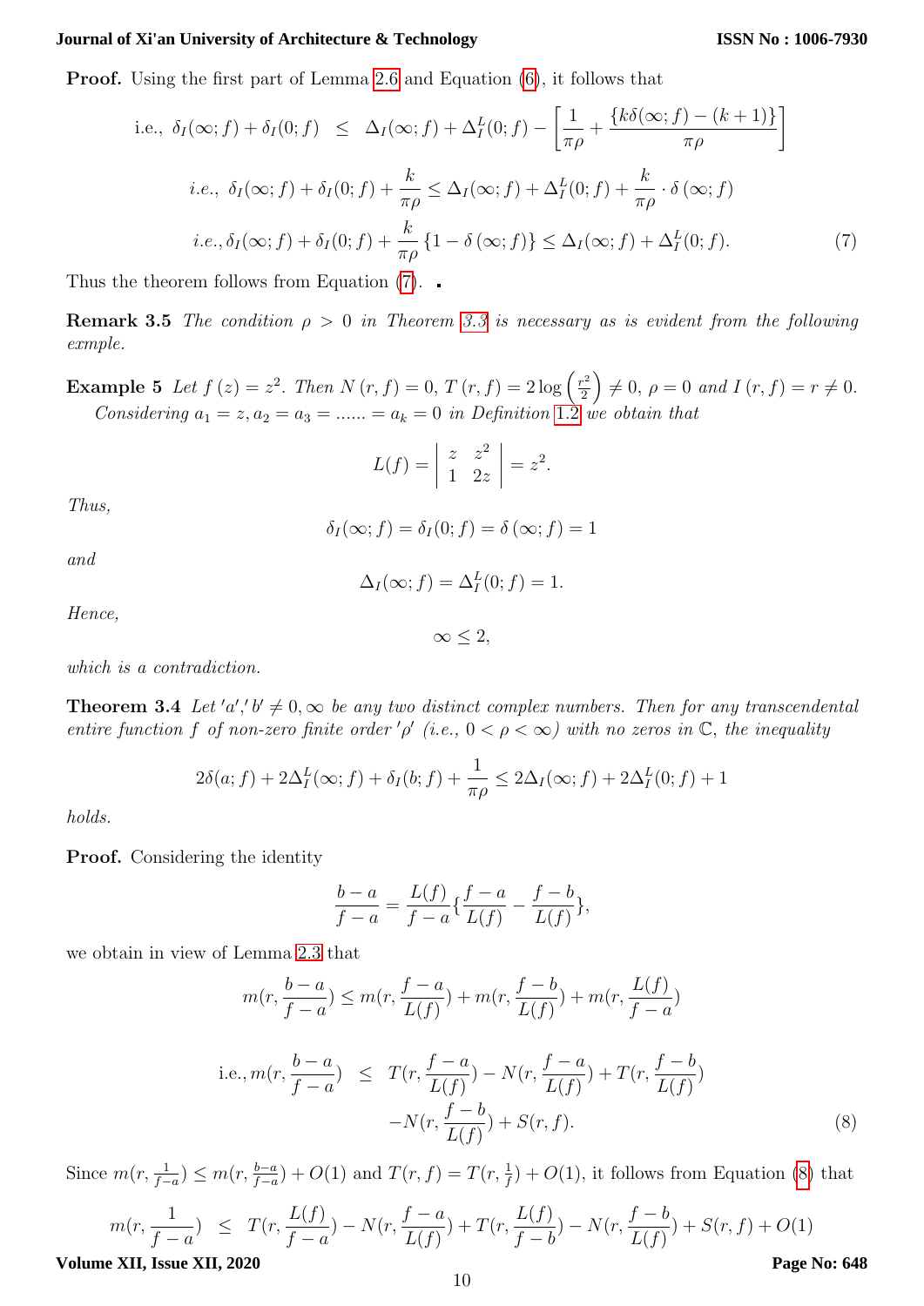**Proof.** Using the first part of Lemma 2.6 and Equation (6), it follows that

$$
\begin{aligned}
\text{i.e., } \delta_I(\infty;f)+\delta_I(0;f) &\leq \Delta_I(\infty;f)+\Delta_I^L(0;f)-\left[\frac{1}{\pi\rho}+\frac{\{k\delta(\infty;f)-(k+1)\}}{\pi\rho}\right] \\
\textit{i.e., } \delta_I(\infty;f)+\delta_I(0;f)+\frac{k}{\pi\rho} &\leq \Delta_I(\infty;f)+\Delta_I^L(0;f)+\frac{k}{\pi\rho}\cdot\delta(\infty;f) \\
\textit{i.e., } \delta_I(\infty;f)+\delta_I(0;f)+\frac{k}{\pi\rho}\{1-\delta(\infty;f)\} &\leq \Delta_I(\infty;f)+\Delta_I^L(0;f). \qquad (7)
\end{aligned}
$$

Thus the theorem follows from Equation (7). ∎

**Remark 3.5** *The condition $\rho > 0$ in Theorem 3.3 is necessary as is evident from the following exmple.*

**Example 5** *Let $f(z) = z^2$. Then $N(r,f) = 0$, $T(r,f) = 2\log\left(\frac{r^2}{2}\right) \neq 0$, $\rho = 0$ and $I(r,f) = r \neq 0$. Considering $a_1 = z, a_2 = a_3 = ...... = a_k = 0$ in Definition 1.2 we obtain that*

$$
L(f) = \begin{vmatrix} z & z^2 \\ 1 & 2z \end{vmatrix} = z^2.
$$

*Thus,*

$$
\delta_I(\infty;f) = \delta_I(0;f) = \delta(\infty;f) = 1
$$

*and*

$$
\Delta_I(\infty;f) = \Delta_I^L(0;f) = 1.
$$

*Hence,*

$$
\infty \leq 2,
$$

*which is a contradiction.*

**Theorem 3.4** *Let $'a','b' \neq 0,\infty$ be any two distinct complex numbers. Then for any transcendental entire function $f$ of non-zero finite order $'\rho'$ (i.e., $0 < \rho < \infty$) with no zeros in $\mathbb{C}$, the inequality*

$$
2\delta(a;f)+2\Delta_I^L(\infty;f)+\delta_I(b;f)+\frac{1}{\pi\rho} \leq 2\Delta_I(\infty;f)+2\Delta_I^L(0;f)+1
$$

*holds.*

**Proof.** Considering the identity

$$
\frac{b-a}{f-a} = \frac{L(f)}{f-a}\left\{\frac{f-a}{L(f)}-\frac{f-b}{L(f)}\right\},
$$

we obtain in view of Lemma 2.3 that

$$
m\left(r,\frac{b-a}{f-a}\right) \leq m\left(r,\frac{f-a}{L(f)}\right)+m\left(r,\frac{f-b}{L(f)}\right)+m\left(r,\frac{L(f)}{f-a}\right)
$$

$$
\begin{aligned}
\text{i.e., } m\left(r,\frac{b-a}{f-a}\right) &\leq T\left(r,\frac{f-a}{L(f)}\right)-N\left(r,\frac{f-a}{L(f)}\right)+T\left(r,\frac{f-b}{L(f)}\right) \\
&\quad -N\left(r,\frac{f-b}{L(f)}\right)+S(r,f). \qquad (8)
\end{aligned}
$$

Since $m(r,\frac{1}{f-a}) \leq m(r,\frac{b-a}{f-a})+O(1)$ and $T(r,f) = T(r,\frac{1}{f})+O(1)$, it follows from Equation (8) that

$$
m\left(r,\frac{1}{f-a}\right) \leq T\left(r,\frac{L(f)}{f-a}\right)-N\left(r,\frac{f-a}{L(f)}\right)+T\left(r,\frac{L(f)}{f-b}\right)-N\left(r,\frac{f-b}{L(f)}\right)+S(r,f)+O(1)
$$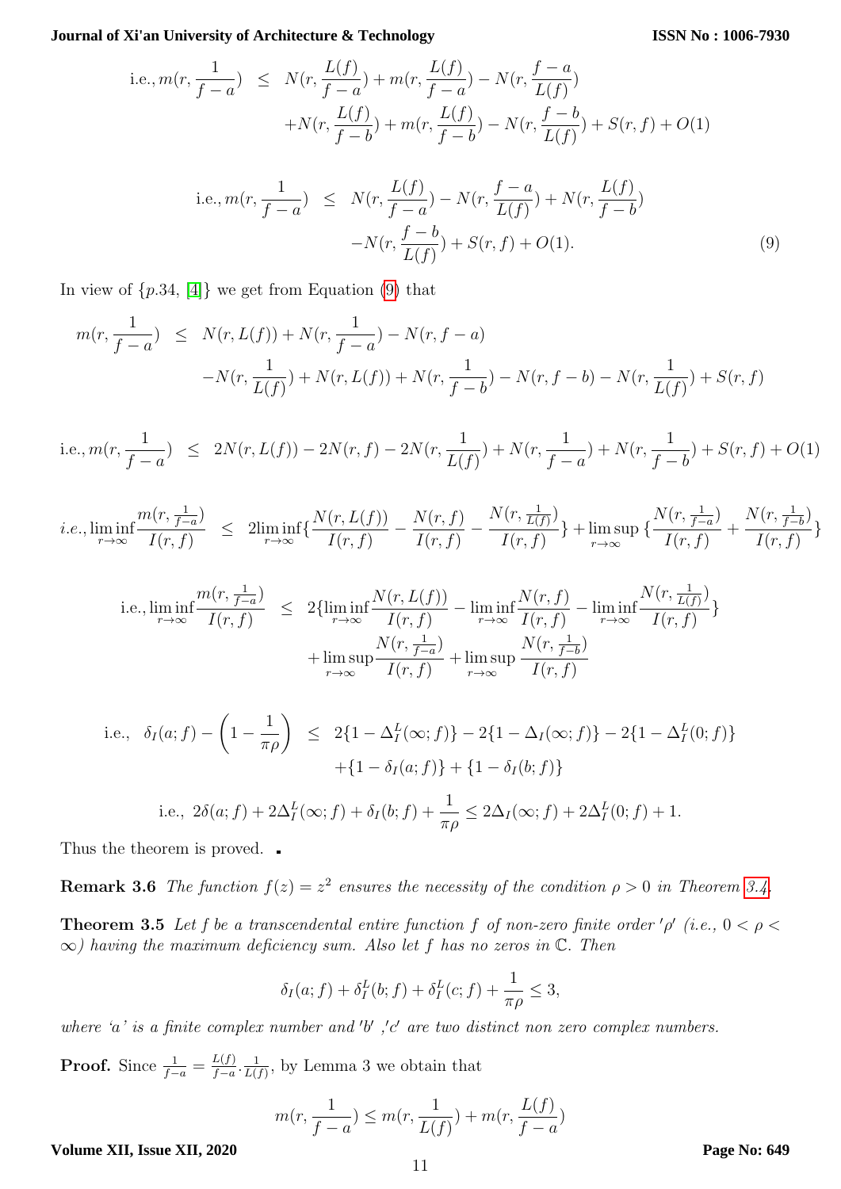$$\text{i.e.,} m(r,\frac{1}{f-a}) \leq N(r,\frac{L(f)}{f-a}) + m(r,\frac{L(f)}{f-a}) - N(r,\frac{f-a}{L(f)})$$
$$+N(r,\frac{L(f)}{f-b}) + m(r,\frac{L(f)}{f-b}) - N(r,\frac{f-b}{L(f)}) + S(r,f) + O(1)$$

$$\text{i.e.,} m(r,\frac{1}{f-a}) \leq N(r,\frac{L(f)}{f-a}) - N(r,\frac{f-a}{L(f)}) + N(r,\frac{L(f)}{f-b})$$
$$-N(r,\frac{f-b}{L(f)}) + S(r,f) + O(1). \tag{9}$$

In view of $\{p.34, [4]\}$ we get from Equation (9) that

$$m(r,\frac{1}{f-a}) \leq N(r,L(f)) + N(r,\frac{1}{f-a}) - N(r,f-a)$$
$$-N(r,\frac{1}{L(f)}) + N(r,L(f)) + N(r,\frac{1}{f-b}) - N(r,f-b) - N(r,\frac{1}{L(f)}) + S(r,f)$$

$$\text{i.e.,} m(r,\frac{1}{f-a}) \leq 2N(r,L(f)) - 2N(r,f) - 2N(r,\frac{1}{L(f)}) + N(r,\frac{1}{f-a}) + N(r,\frac{1}{f-b}) + S(r,f) + O(1)$$

$$i.e., \liminf_{r\to\infty}\frac{m(r,\frac{1}{f-a})}{I(r,f)} \leq 2\liminf_{r\to\infty}\{\frac{N(r,L(f))}{I(r,f)} - \frac{N(r,f)}{I(r,f)} - \frac{N(r,\frac{1}{L(f)})}{I(r,f)}\} + \limsup_{r\to\infty}\{\frac{N(r,\frac{1}{f-a})}{I(r,f)} + \frac{N(r,\frac{1}{f-b})}{I(r,f)}\}$$

$$\text{i.e.,} \liminf_{r\to\infty}\frac{m(r,\frac{1}{f-a})}{I(r,f)} \leq 2\{\liminf_{r\to\infty}\frac{N(r,L(f))}{I(r,f)} - \liminf_{r\to\infty}\frac{N(r,f)}{I(r,f)} - \liminf_{r\to\infty}\frac{N(r,\frac{1}{L(f)})}{I(r,f)}\}$$
$$+\limsup_{r\to\infty}\frac{N(r,\frac{1}{f-a})}{I(r,f)} + \limsup_{r\to\infty}\frac{N(r,\frac{1}{f-b})}{I(r,f)}$$

$$\text{i.e.,}\ \ \delta_I(a;f) - \left(1-\frac{1}{\pi\rho}\right) \leq 2\{1-\Delta_I^L(\infty;f)\} - 2\{1-\Delta_I(\infty;f)\} - 2\{1-\Delta_I^L(0;f)\}$$
$$+\{1-\delta_I(a;f)\} + \{1-\delta_I(b;f)\}$$

$$\text{i.e.,}\ \ 2\delta(a;f) + 2\Delta_I^L(\infty;f) + \delta_I(b;f) + \frac{1}{\pi\rho} \leq 2\Delta_I(\infty;f) + 2\Delta_I^L(0;f) + 1.$$

Thus the theorem is proved. ∎

**Remark 3.6** *The function $f(z) = z^2$ ensures the necessity of the condition $\rho > 0$ in Theorem 3.4.*

**Theorem 3.5** *Let f be a transcendental entire function f of non-zero finite order $'\rho'$ (i.e., $0 < \rho < \infty$) having the maximum deficiency sum. Also let f has no zeros in $\mathbb{C}$. Then*

$$\delta_I(a;f) + \delta_I^L(b;f) + \delta_I^L(c;f) + \frac{1}{\pi\rho} \leq 3,$$

*where 'a' is a finite complex number and $'b'$ ,$'c'$ are two distinct non zero complex numbers.*

**Proof.** Since $\frac{1}{f-a} = \frac{L(f)}{f-a}.\frac{1}{L(f)}$, by Lemma 3 we obtain that

$$m(r,\frac{1}{f-a}) \leq m(r,\frac{1}{L(f)}) + m(r,\frac{L(f)}{f-a})$$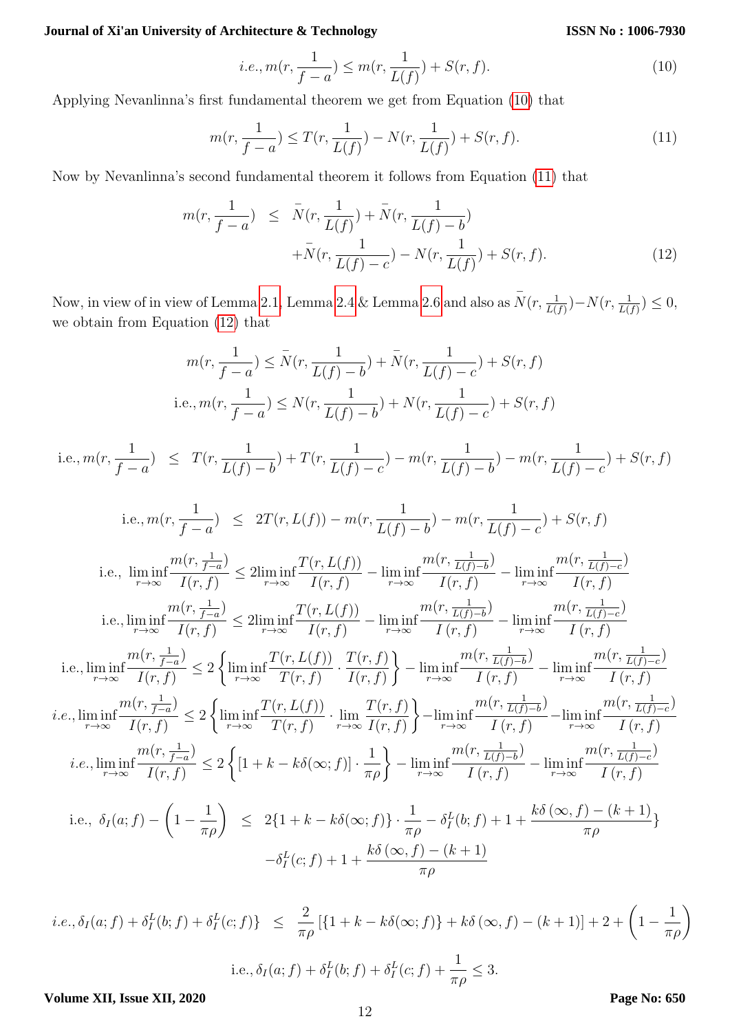$$i.e., m(r, \frac{1}{f-a}) \le m(r, \frac{1}{L(f)}) + S(r, f). \tag{10}$$

Applying Nevanlinna's first fundamental theorem we get from Equation (10) that

$$m(r, \frac{1}{f-a}) \le T(r, \frac{1}{L(f)}) - N(r, \frac{1}{L(f)}) + S(r, f). \tag{11}$$

Now by Nevanlinna's second fundamental theorem it follows from Equation (11) that

$$\begin{aligned} m(r, \frac{1}{f-a}) \;\; &\le \;\; \bar{N}(r, \frac{1}{L(f)}) + \bar{N}(r, \frac{1}{L(f)-b}) \\ &\quad + \bar{N}(r, \frac{1}{L(f)-c}) - N(r, \frac{1}{L(f)}) + S(r, f). \end{aligned} \tag{12}$$

Now, in view of in view of Lemma 2.1, Lemma 2.4 & Lemma 2.6 and also as $\bar{N}(r, \frac{1}{L(f)}) - N(r, \frac{1}{L(f)}) \le 0$, we obtain from Equation (12) that

$$m(r, \frac{1}{f-a}) \le \bar{N}(r, \frac{1}{L(f)-b}) + \bar{N}(r, \frac{1}{L(f)-c}) + S(r, f)$$

$$\text{i.e.,} \, m(r, \frac{1}{f-a}) \le N(r, \frac{1}{L(f)-b}) + N(r, \frac{1}{L(f)-c}) + S(r, f)$$

$$\text{i.e.,} \, m(r, \frac{1}{f-a}) \;\; \le \;\; T(r, \frac{1}{L(f)-b}) + T(r, \frac{1}{L(f)-c}) - m(r, \frac{1}{L(f)-b}) - m(r, \frac{1}{L(f)-c}) + S(r, f)$$

$$\text{i.e.,} \, m(r, \frac{1}{f-a}) \;\; \le \;\; 2T(r, L(f)) - m(r, \frac{1}{L(f)-b}) - m(r, \frac{1}{L(f)-c}) + S(r, f)$$

$$\text{i.e.,} \; \liminf_{r\to\infty} \frac{m(r, \frac{1}{f-a})}{I(r, f)} \le 2 \liminf_{r\to\infty} \frac{T(r, L(f))}{I(r, f)} - \liminf_{r\to\infty} \frac{m(r, \frac{1}{L(f)-b})}{I(r, f)} - \liminf_{r\to\infty} \frac{m(r, \frac{1}{L(f)-c})}{I(r, f)}$$

$$\text{i.e.,} \liminf_{r\to\infty} \frac{m(r, \frac{1}{f-a})}{I(r, f)} \le 2 \liminf_{r\to\infty} \frac{T(r, L(f))}{I(r, f)} - \liminf_{r\to\infty} \frac{m(r, \frac{1}{L(f)-b})}{I\,(r, f)} - \liminf_{r\to\infty} \frac{m(r, \frac{1}{L(f)-c})}{I\,(r, f)}$$

$$\text{i.e.,} \liminf_{r\to\infty} \frac{m(r, \frac{1}{f-a})}{I(r, f)} \le 2 \left\{ \liminf_{r\to\infty} \frac{T(r, L(f))}{T(r, f)} \cdot \frac{T(r, f)}{I(r, f)} \right\} - \liminf_{r\to\infty} \frac{m(r, \frac{1}{L(f)-b})}{I\,(r, f)} - \liminf_{r\to\infty} \frac{m(r, \frac{1}{L(f)-c})}{I\,(r, f)}$$

$$i.e., \liminf_{r\to\infty} \frac{m(r, \frac{1}{f-a})}{I(r, f)} \le 2 \left\{ \liminf_{r\to\infty} \frac{T(r, L(f))}{T(r, f)} \cdot \lim_{r\to\infty} \frac{T(r, f)}{I(r, f)} \right\} - \liminf_{r\to\infty} \frac{m(r, \frac{1}{L(f)-b})}{I\,(r, f)} - \liminf_{r\to\infty} \frac{m(r, \frac{1}{L(f)-c})}{I\,(r, f)}$$

$$i.e., \liminf_{r\to\infty} \frac{m(r, \frac{1}{f-a})}{I(r, f)} \le 2 \left\{ [1 + k - k\delta(\infty; f)] \cdot \frac{1}{\pi\rho} \right\} - \liminf_{r\to\infty} \frac{m(r, \frac{1}{L(f)-b})}{I\,(r, f)} - \liminf_{r\to\infty} \frac{m(r, \frac{1}{L(f)-c})}{I\,(r, f)}$$

$$\begin{aligned} \text{i.e.,} \; \delta_I(a; f) - \left(1 - \frac{1}{\pi\rho}\right) \;\; &\le \;\; 2\{1 + k - k\delta(\infty; f)\} \cdot \frac{1}{\pi\rho} - \delta_I^L(b; f) + 1 + \frac{k\delta\,(\infty, f) - (k+1)}{\pi\rho}\} \\ &\quad - \delta_I^L(c; f) + 1 + \frac{k\delta\,(\infty, f) - (k+1)}{\pi\rho} \end{aligned}$$

$$i.e., \delta_I(a; f) + \delta_I^L(b; f) + \delta_I^L(c; f)\} \;\; \le \;\; \frac{2}{\pi\rho} \left[ \{1 + k - k\delta(\infty; f)\} + k\delta\,(\infty, f) - (k+1) \right] + 2 + \left(1 - \frac{1}{\pi\rho}\right)$$

$$\text{i.e.,} \, \delta_I(a; f) + \delta_I^L(b; f) + \delta_I^L(c; f) + \frac{1}{\pi\rho} \le 3.$$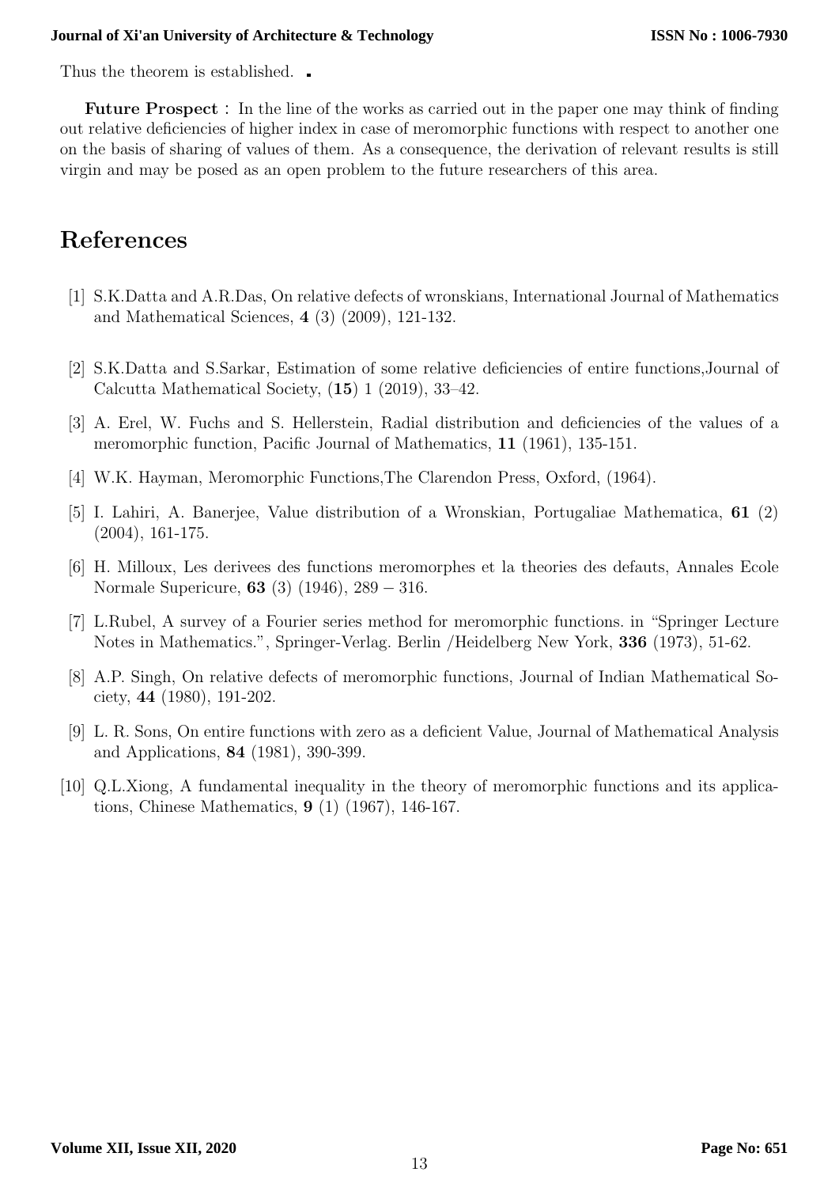Thus the theorem is established. ∎

**Future Prospect** : In the line of the works as carried out in the paper one may think of finding out relative deficiencies of higher index in case of meromorphic functions with respect to another one on the basis of sharing of values of them. As a consequence, the derivation of relevant results is still virgin and may be posed as an open problem to the future researchers of this area.

# References

[1] S.K.Datta and A.R.Das, On relative defects of wronskians, International Journal of Mathematics and Mathematical Sciences, **4** (3) (2009), 121-132.

[2] S.K.Datta and S.Sarkar, Estimation of some relative deficiencies of entire functions,Journal of Calcutta Mathematical Society, (**15**) 1 (2019), 33–42.

[3] A. Erel, W. Fuchs and S. Hellerstein, Radial distribution and deficiencies of the values of a meromorphic function, Pacific Journal of Mathematics, **11** (1961), 135-151.

[4] W.K. Hayman, Meromorphic Functions,The Clarendon Press, Oxford, (1964).

[5] I. Lahiri, A. Banerjee, Value distribution of a Wronskian, Portugaliae Mathematica, **61** (2) (2004), 161-175.

[6] H. Milloux, Les derivees des functions meromorphes et la theories des defauts, Annales Ecole Normale Supericure, **63** (3) (1946), $289 - 316$.

[7] L.Rubel, A survey of a Fourier series method for meromorphic functions. in "Springer Lecture Notes in Mathematics.", Springer-Verlag. Berlin /Heidelberg New York, **336** (1973), 51-62.

[8] A.P. Singh, On relative defects of meromorphic functions, Journal of Indian Mathematical Society, **44** (1980), 191-202.

[9] L. R. Sons, On entire functions with zero as a deficient Value, Journal of Mathematical Analysis and Applications, **84** (1981), 390-399.

[10] Q.L.Xiong, A fundamental inequality in the theory of meromorphic functions and its applications, Chinese Mathematics, **9** (1) (1967), 146-167.